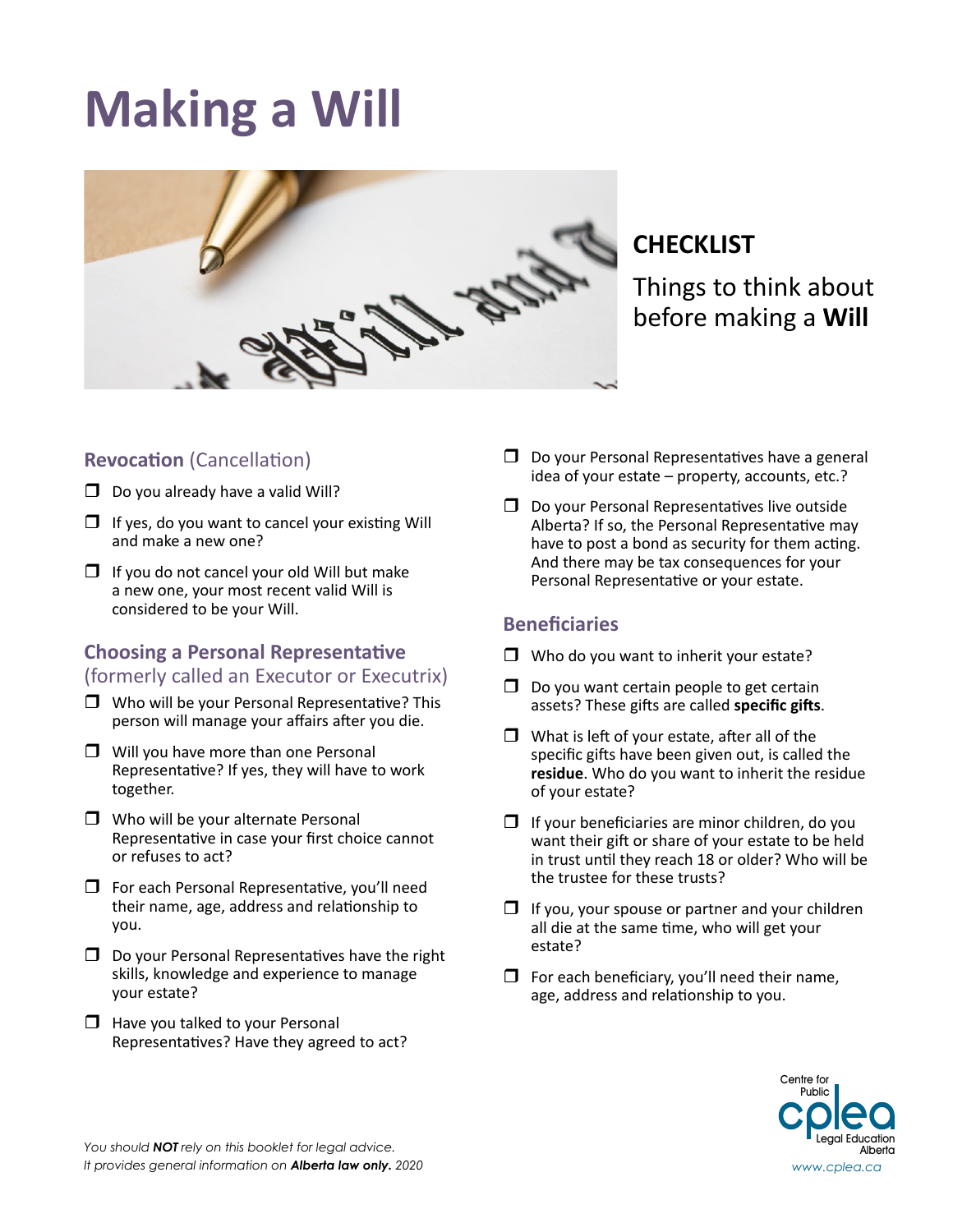# Making a Will

**CHECKLIST**

Things to think about before making a **Will**

## **Revocation** (Cancellation)

- ❒ Do you already have a valid Will?
- ❒ If yes, do you want to cancel your existing Will and make a new one?
- ❒ If you do not cancel your old Will but make a new one, your most recent valid Will is considered to be your Will.

## **Choosing a Personal Representative** (formerly called an Executor or Executrix)

- ❒ Who will be your Personal Representative? This person will manage your affairs after you die.
- ❒ Will you have more than one Personal Representative? If yes, they will have to work together.
- ❒ Who will be your alternate Personal Representative in case your first choice cannot or refuses to act?
- ❒ For each Personal Representative, you'll need their name, age, address and relationship to you.
- ❒ Do your Personal Representatives have the right skills, knowledge and experience to manage your estate?
- ❒ Have you talked to your Personal Representatives? Have they agreed to act?
- ❒ Do your Personal Representatives have a general idea of your estate – property, accounts, etc.?
- ❒ Do your Personal Representatives live outside Alberta? If so, the Personal Representative may have to post a bond as security for them acting. And there may be tax consequences for your Personal Representative or your estate.

## **Beneficiaries**

- ❒ Who do you want to inherit your estate?
- ❒ Do you want certain people to get certain assets? These gifts are called **specific gifts**.
- ❒ What is left of your estate, after all of the specific gifts have been given out, is called the **residue**. Who do you want to inherit the residue of your estate?
- ❒ If your beneficiaries are minor children, do you want their gift or share of your estate to be held in trust until they reach 18 or older? Who will be the trustee for these trusts?
- ❒ If you, your spouse or partner and your children all die at the same time, who will get your estate?
- ❒ For each beneficiary, you'll need their name, age, address and relationship to you.

*You should **NOT** rely on this booklet for legal advice.*
*It provides general information on **Alberta law only.** 2020*

Centre for Public Legal Education Alberta
*www.cplea.ca*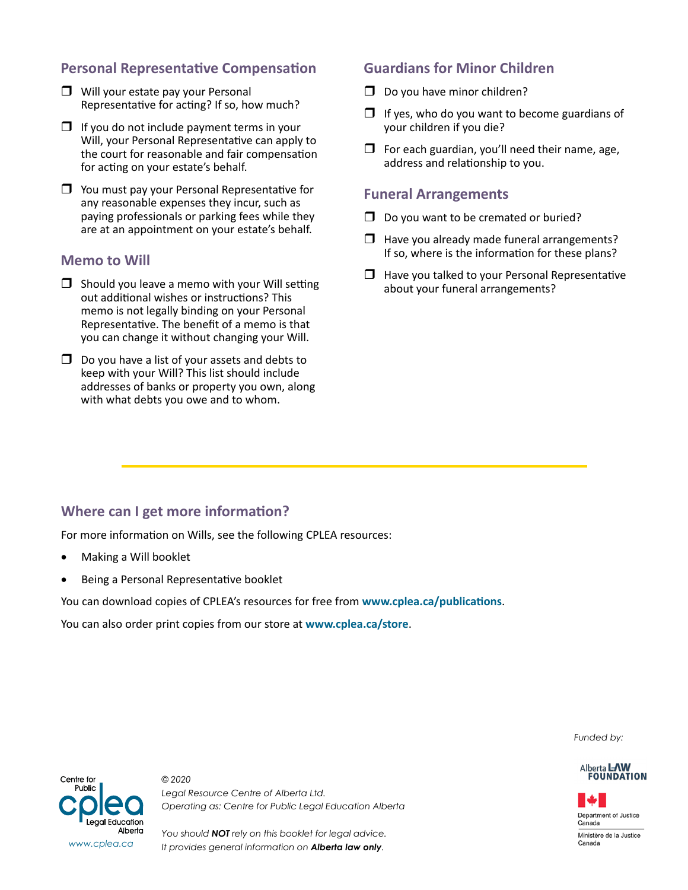## Personal Representative Compensation

- ❒ Will your estate pay your Personal Representative for acting? If so, how much?
- ❒ If you do not include payment terms in your Will, your Personal Representative can apply to the court for reasonable and fair compensation for acting on your estate's behalf.
- ❒ You must pay your Personal Representative for any reasonable expenses they incur, such as paying professionals or parking fees while they are at an appointment on your estate's behalf.

## Memo to Will

- ❒ Should you leave a memo with your Will setting out additional wishes or instructions? This memo is not legally binding on your Personal Representative. The benefit of a memo is that you can change it without changing your Will.
- ❒ Do you have a list of your assets and debts to keep with your Will? This list should include addresses of banks or property you own, along with what debts you owe and to whom.

## Guardians for Minor Children

- ❒ Do you have minor children?
- ❒ If yes, who do you want to become guardians of your children if you die?
- ❒ For each guardian, you'll need their name, age, address and relationship to you.

## Funeral Arrangements

- ❒ Do you want to be cremated or buried?
- ❒ Have you already made funeral arrangements? If so, where is the information for these plans?
- ❒ Have you talked to your Personal Representative about your funeral arrangements?

## Where can I get more information?

For more information on Wills, see the following CPLEA resources:

- Making a Will booklet
- Being a Personal Representative booklet

You can download copies of CPLEA's resources for free from **www.cplea.ca/publications**.

You can also order print copies from our store at **www.cplea.ca/store**.

*Funded by:*

Alberta LAW FOUNDATION

Department of Justice Canada

Ministère de la Justice Canada

Centre for Public Legal Education Alberta

*www.cplea.ca*

*© 2020*

*Legal Resource Centre of Alberta Ltd.*

*Operating as: Centre for Public Legal Education Alberta*

*You should **NOT** rely on this booklet for legal advice.*

*It provides general information on **Alberta law only**.*